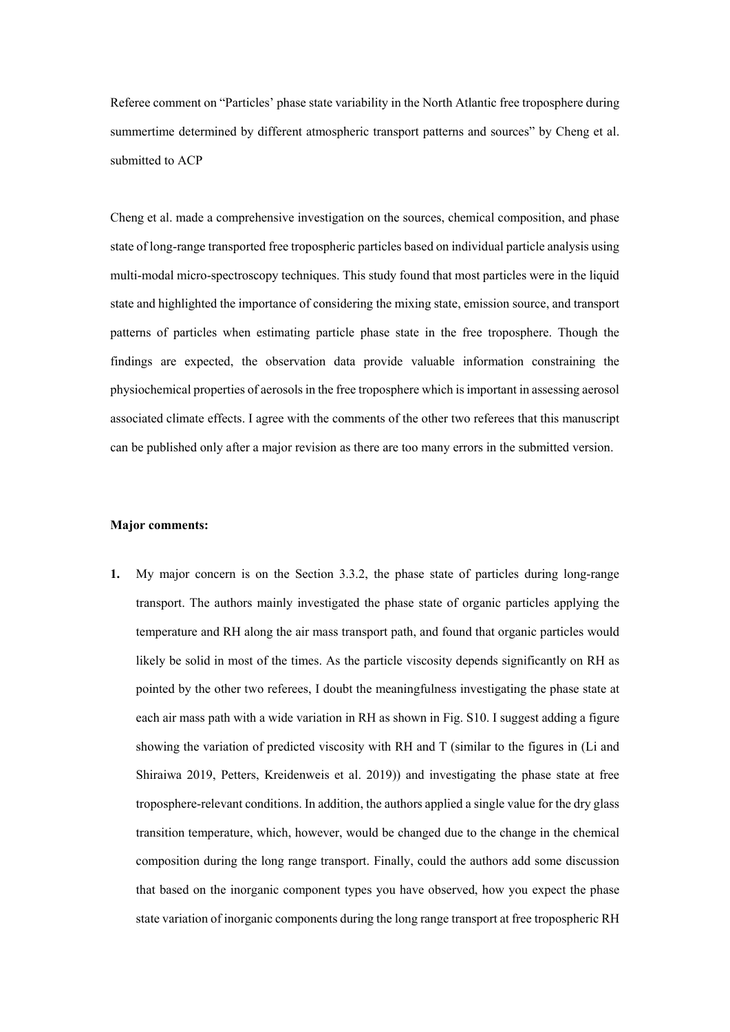Referee comment on "Particles' phase state variability in the North Atlantic free troposphere during summertime determined by different atmospheric transport patterns and sources" by Cheng et al. submitted to ACP

Cheng et al. made a comprehensive investigation on the sources, chemical composition, and phase state of long-range transported free tropospheric particles based on individual particle analysis using multi-modal micro-spectroscopy techniques. This study found that most particles were in the liquid state and highlighted the importance of considering the mixing state, emission source, and transport patterns of particles when estimating particle phase state in the free troposphere. Though the findings are expected, the observation data provide valuable information constraining the physiochemical properties of aerosols in the free troposphere which is important in assessing aerosol associated climate effects. I agree with the comments of the other two referees that this manuscript can be published only after a major revision as there are too many errors in the submitted version.

**Major comments:**

1. My major concern is on the Section 3.3.2, the phase state of particles during long-range transport. The authors mainly investigated the phase state of organic particles applying the temperature and RH along the air mass transport path, and found that organic particles would likely be solid in most of the times. As the particle viscosity depends significantly on RH as pointed by the other two referees, I doubt the meaningfulness investigating the phase state at each air mass path with a wide variation in RH as shown in Fig. S10. I suggest adding a figure showing the variation of predicted viscosity with RH and T (similar to the figures in (Li and Shiraiwa 2019, Petters, Kreidenweis et al. 2019)) and investigating the phase state at free troposphere-relevant conditions. In addition, the authors applied a single value for the dry glass transition temperature, which, however, would be changed due to the change in the chemical composition during the long range transport. Finally, could the authors add some discussion that based on the inorganic component types you have observed, how you expect the phase state variation of inorganic components during the long range transport at free tropospheric RH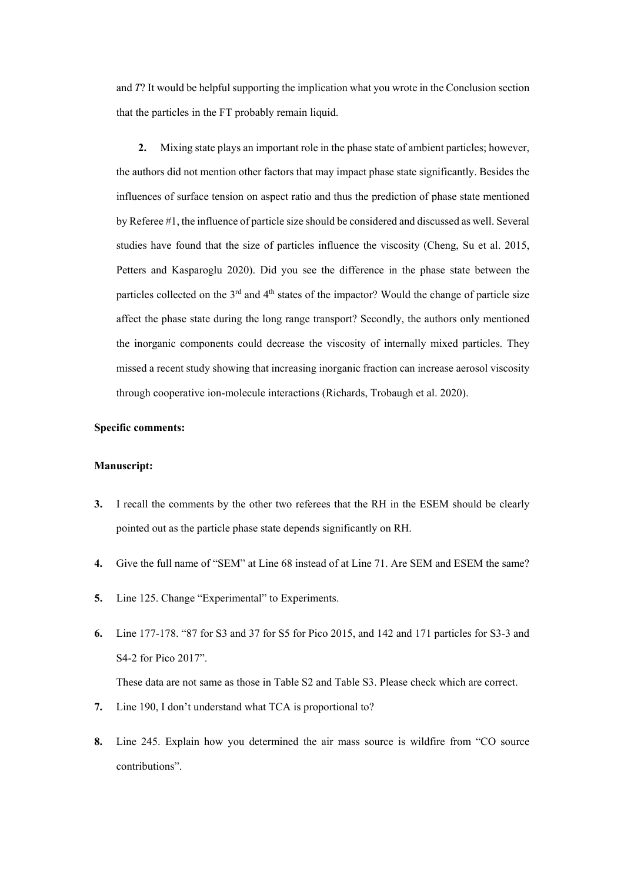and *T*? It would be helpful supporting the implication what you wrote in the Conclusion section that the particles in the FT probably remain liquid.

**2.** Mixing state plays an important role in the phase state of ambient particles; however, the authors did not mention other factors that may impact phase state significantly. Besides the influences of surface tension on aspect ratio and thus the prediction of phase state mentioned by Referee #1, the influence of particle size should be considered and discussed as well. Several studies have found that the size of particles influence the viscosity (Cheng, Su et al. 2015, Petters and Kasparoglu 2020). Did you see the difference in the phase state between the particles collected on the 3rd and 4th states of the impactor? Would the change of particle size affect the phase state during the long range transport? Secondly, the authors only mentioned the inorganic components could decrease the viscosity of internally mixed particles. They missed a recent study showing that increasing inorganic fraction can increase aerosol viscosity through cooperative ion-molecule interactions (Richards, Trobaugh et al. 2020).

**Specific comments:**

**Manuscript:**

**3.** I recall the comments by the other two referees that the RH in the ESEM should be clearly pointed out as the particle phase state depends significantly on RH.

**4.** Give the full name of "SEM" at Line 68 instead of at Line 71. Are SEM and ESEM the same?

**5.** Line 125. Change "Experimental" to Experiments.

**6.** Line 177-178. "87 for S3 and 37 for S5 for Pico 2015, and 142 and 171 particles for S3-3 and S4-2 for Pico 2017".

These data are not same as those in Table S2 and Table S3. Please check which are correct.

**7.** Line 190, I don't understand what TCA is proportional to?

**8.** Line 245. Explain how you determined the air mass source is wildfire from "CO source contributions".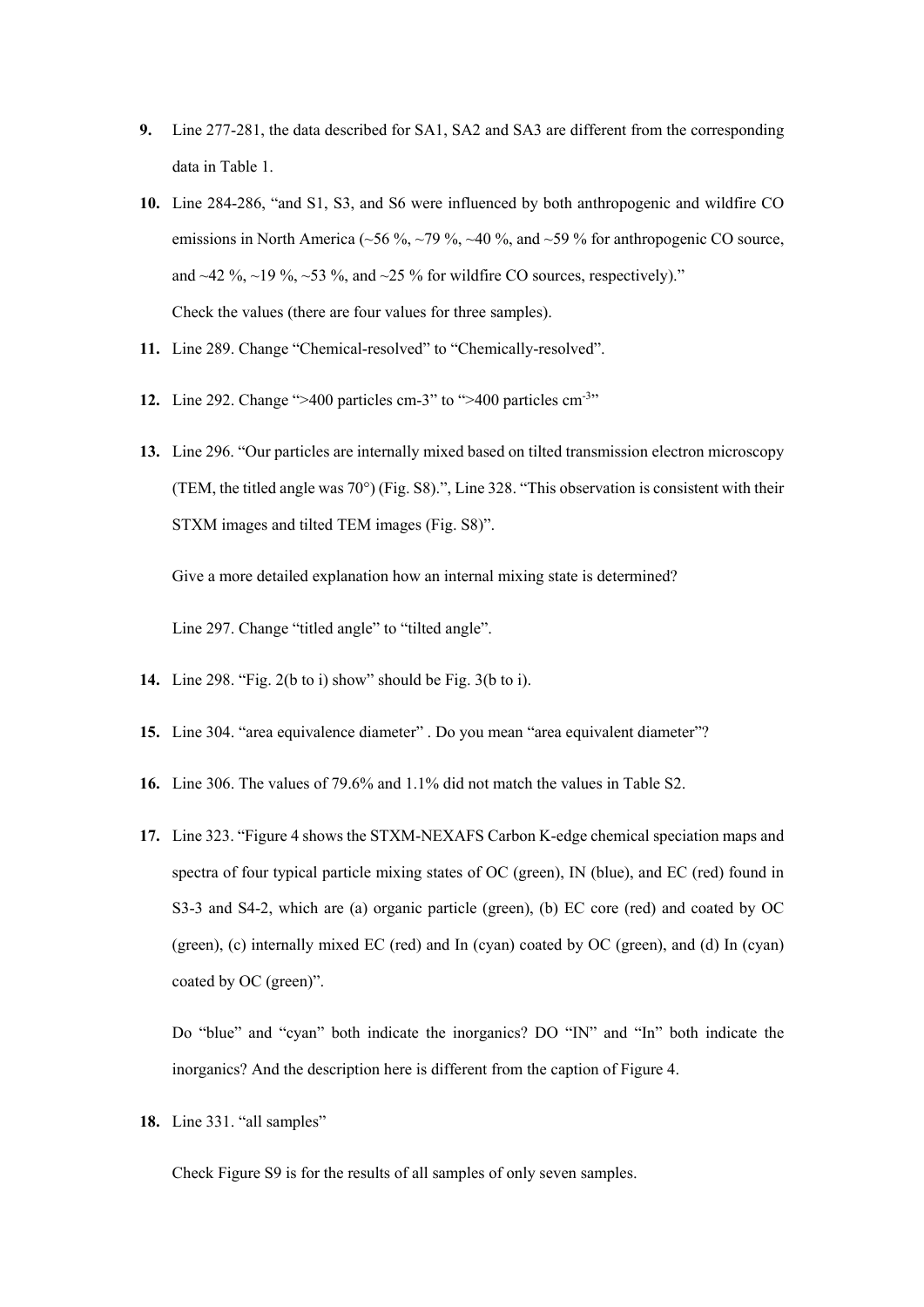9. Line 277-281, the data described for SA1, SA2 and SA3 are different from the corresponding data in Table 1.

10. Line 284-286, "and S1, S3, and S6 were influenced by both anthropogenic and wildfire CO emissions in North America (~56 %, ~79 %, ~40 %, and ~59 % for anthropogenic CO source, and ~42 %, ~19 %, ~53 %, and ~25 % for wildfire CO sources, respectively)."

    Check the values (there are four values for three samples).

11. Line 289. Change "Chemical-resolved" to "Chemically-resolved".

12. Line 292. Change ">400 particles cm-3" to ">400 particles $cm^{-3}$"

13. Line 296. "Our particles are internally mixed based on tilted transmission electron microscopy (TEM, the titled angle was 70°) (Fig. S8).", Line 328. "This observation is consistent with their STXM images and tilted TEM images (Fig. S8)".

    Give a more detailed explanation how an internal mixing state is determined?

    Line 297. Change "titled angle" to "tilted angle".

14. Line 298. "Fig. 2(b to i) show" should be Fig. 3(b to i).

15. Line 304. "area equivalence diameter" . Do you mean "area equivalent diameter"?

16. Line 306. The values of 79.6% and 1.1% did not match the values in Table S2.

17. Line 323. "Figure 4 shows the STXM-NEXAFS Carbon K-edge chemical speciation maps and spectra of four typical particle mixing states of OC (green), IN (blue), and EC (red) found in S3-3 and S4-2, which are (a) organic particle (green), (b) EC core (red) and coated by OC (green), (c) internally mixed EC (red) and In (cyan) coated by OC (green), and (d) In (cyan) coated by OC (green)".

    Do "blue" and "cyan" both indicate the inorganics? DO "IN" and "In" both indicate the inorganics? And the description here is different from the caption of Figure 4.

18. Line 331. "all samples"

    Check Figure S9 is for the results of all samples of only seven samples.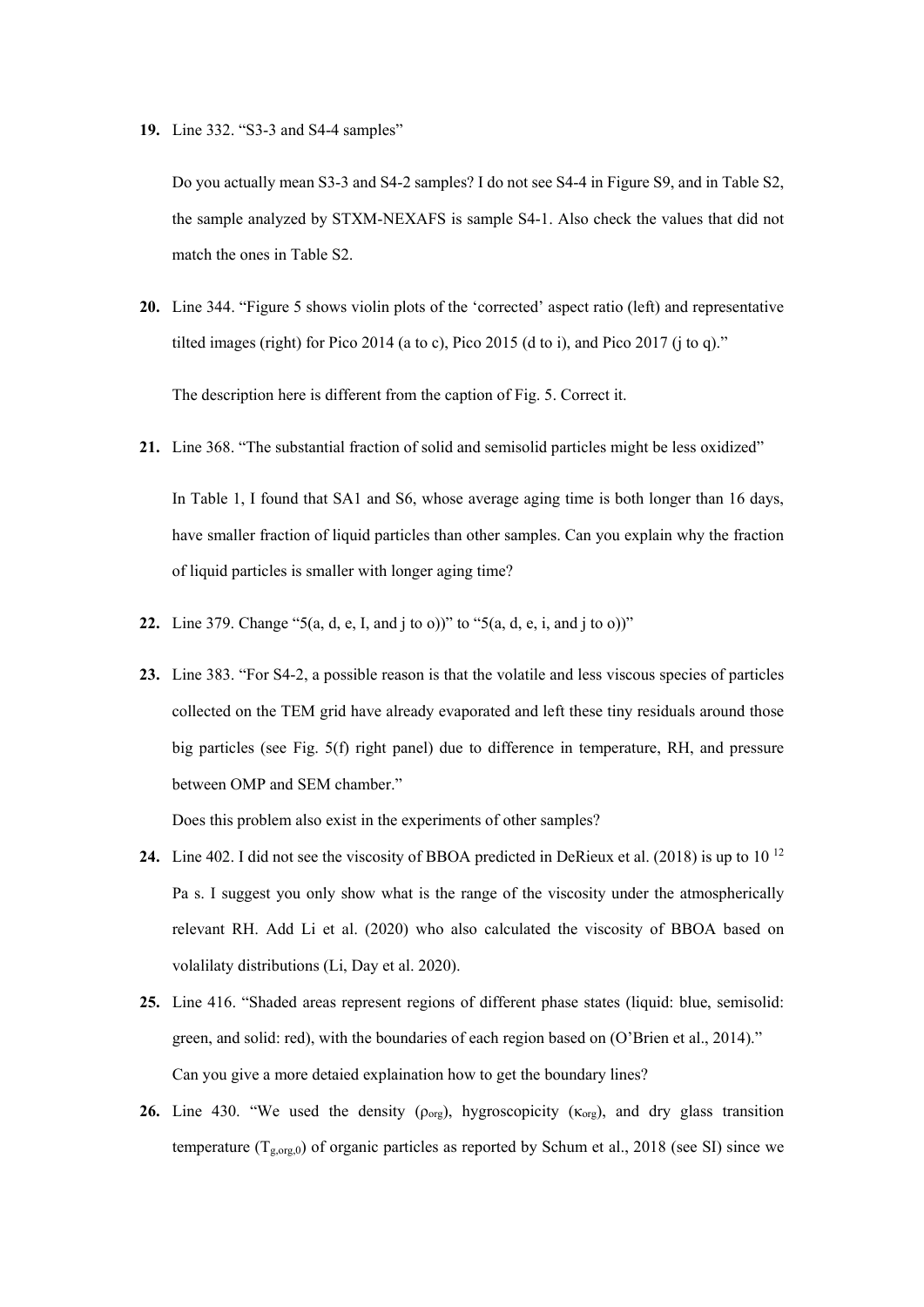**19.** Line 332. "S3-3 and S4-4 samples"

Do you actually mean S3-3 and S4-2 samples? I do not see S4-4 in Figure S9, and in Table S2, the sample analyzed by STXM-NEXAFS is sample S4-1. Also check the values that did not match the ones in Table S2.

**20.** Line 344. "Figure 5 shows violin plots of the 'corrected' aspect ratio (left) and representative tilted images (right) for Pico 2014 (a to c), Pico 2015 (d to i), and Pico 2017 (j to q)."

The description here is different from the caption of Fig. 5. Correct it.

**21.** Line 368. "The substantial fraction of solid and semisolid particles might be less oxidized"

In Table 1, I found that SA1 and S6, whose average aging time is both longer than 16 days, have smaller fraction of liquid particles than other samples. Can you explain why the fraction of liquid particles is smaller with longer aging time?

**22.** Line 379. Change "5(a, d, e, I, and j to o))" to "5(a, d, e, i, and j to o))"

**23.** Line 383. "For S4-2, a possible reason is that the volatile and less viscous species of particles collected on the TEM grid have already evaporated and left these tiny residuals around those big particles (see Fig. 5(f) right panel) due to difference in temperature, RH, and pressure between OMP and SEM chamber."

Does this problem also exist in the experiments of other samples?

**24.** Line 402. I did not see the viscosity of BBOA predicted in DeRieux et al. (2018) is up to $10^{12}$ Pa s. I suggest you only show what is the range of the viscosity under the atmospherically relevant RH. Add Li et al. (2020) who also calculated the viscosity of BBOA based on volalilaty distributions (Li, Day et al. 2020).

**25.** Line 416. "Shaded areas represent regions of different phase states (liquid: blue, semisolid: green, and solid: red), with the boundaries of each region based on (O'Brien et al., 2014)."

Can you give a more detaied explaination how to get the boundary lines?

**26.** Line 430. "We used the density ($\rho_{org}$), hygroscopicity ($\kappa_{org}$), and dry glass transition temperature ($T_{g,org,0}$) of organic particles as reported by Schum et al., 2018 (see SI) since we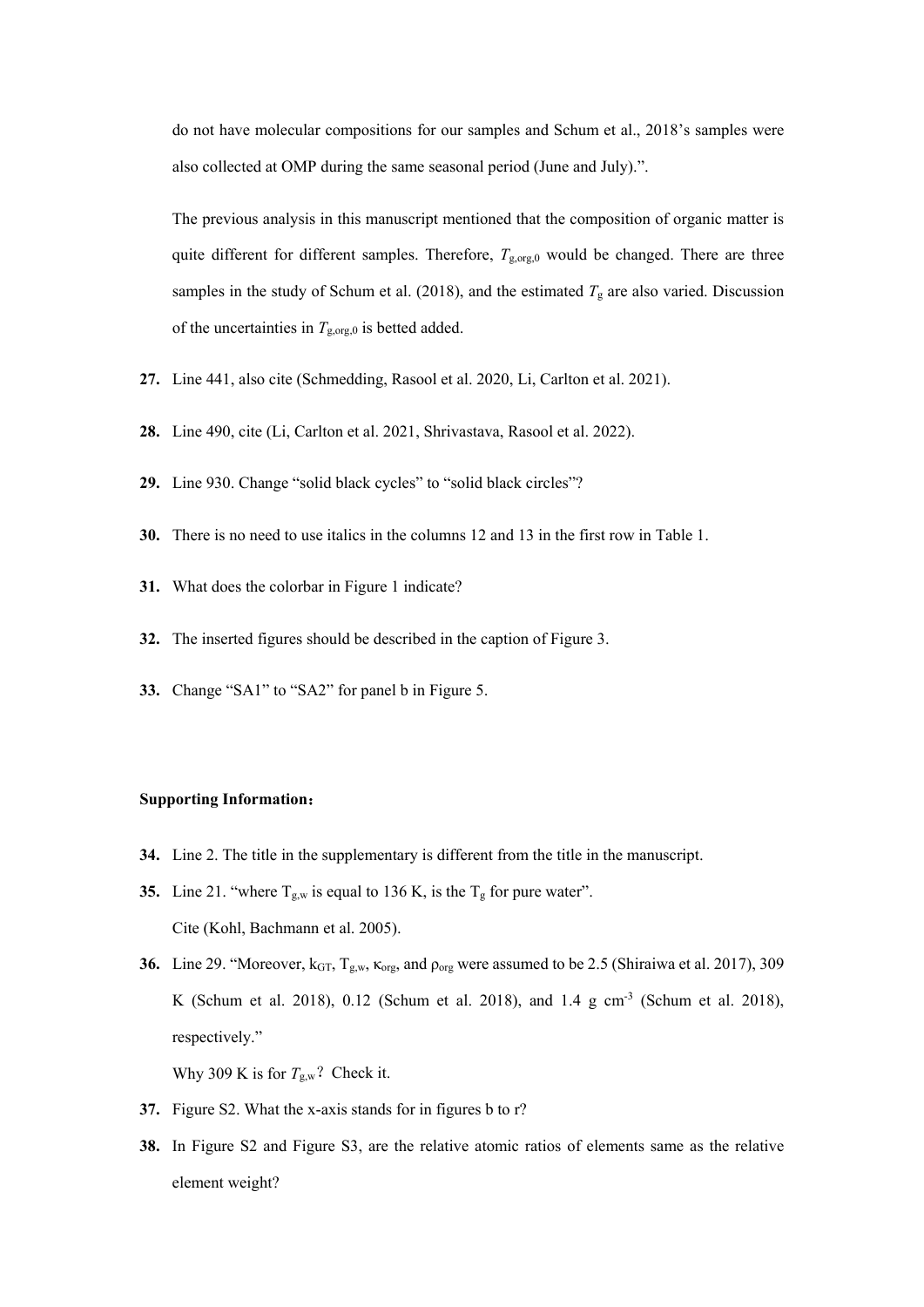do not have molecular compositions for our samples and Schum et al., 2018's samples were also collected at OMP during the same seasonal period (June and July).".

The previous analysis in this manuscript mentioned that the composition of organic matter is quite different for different samples. Therefore, $T_{g,org,0}$ would be changed. There are three samples in the study of Schum et al. (2018), and the estimated $T_g$ are also varied. Discussion of the uncertainties in $T_{g,org,0}$ is betted added.

27. Line 441, also cite (Schmedding, Rasool et al. 2020, Li, Carlton et al. 2021).
28. Line 490, cite (Li, Carlton et al. 2021, Shrivastava, Rasool et al. 2022).
29. Line 930. Change "solid black cycles" to "solid black circles"?
30. There is no need to use italics in the columns 12 and 13 in the first row in Table 1.
31. What does the colorbar in Figure 1 indicate?
32. The inserted figures should be described in the caption of Figure 3.
33. Change "SA1" to "SA2" for panel b in Figure 5.

**Supporting Information：**

34. Line 2. The title in the supplementary is different from the title in the manuscript.
35. Line 21. "where $T_{g,w}$ is equal to 136 K, is the $T_g$ for pure water".

    Cite (Kohl, Bachmann et al. 2005).
36. Line 29. "Moreover, $k_{GT}$, $T_{g,w}$, $\kappa_{org}$, and $\rho_{org}$ were assumed to be 2.5 (Shiraiwa et al. 2017), 309 K (Schum et al. 2018), 0.12 (Schum et al. 2018), and 1.4 g cm$^{-3}$ (Schum et al. 2018), respectively."

    Why 309 K is for $T_{g,w}$？ Check it.
37. Figure S2. What the x-axis stands for in figures b to r?
38. In Figure S2 and Figure S3, are the relative atomic ratios of elements same as the relative element weight?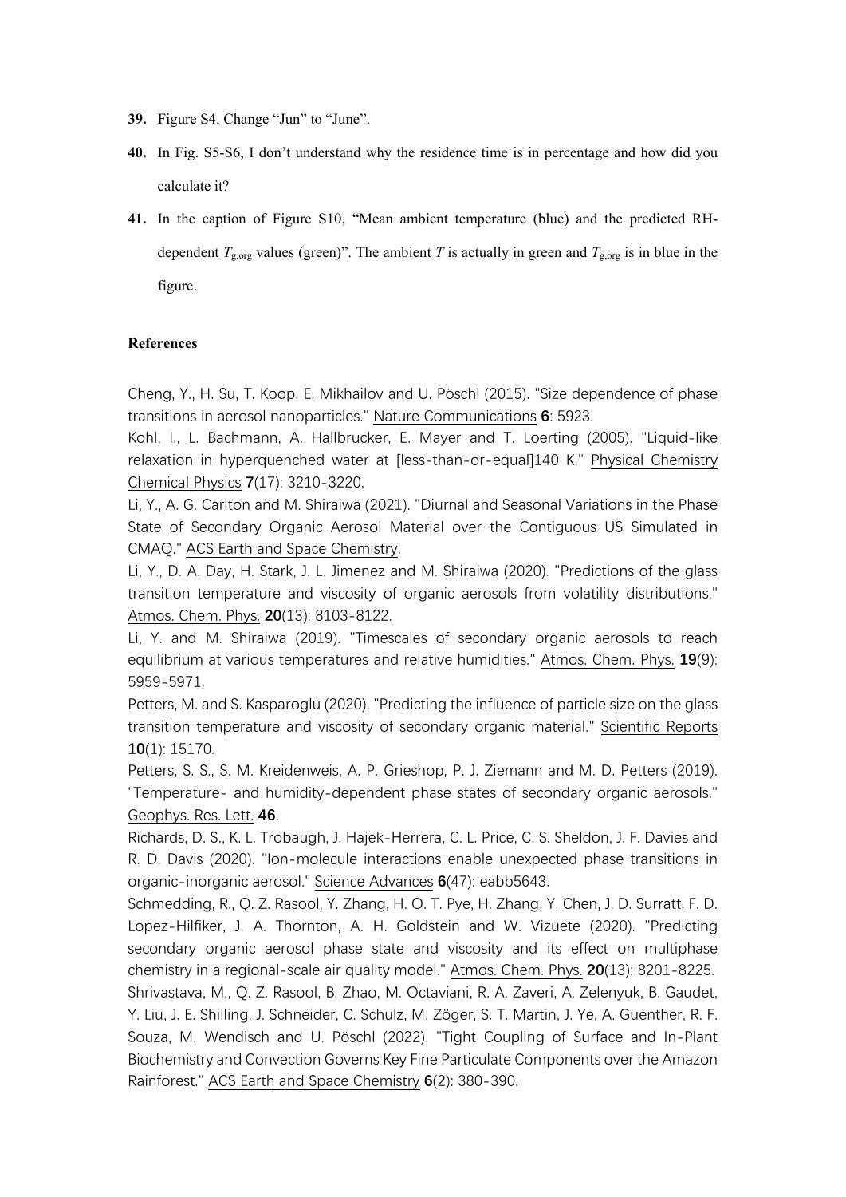39. Figure S4. Change “Jun” to “June”.

40. In Fig. S5-S6, I don’t understand why the residence time is in percentage and how did you calculate it?

41. In the caption of Figure S10, “Mean ambient temperature (blue) and the predicted RH-dependent $T_{g,org}$ values (green)”. The ambient $T$ is actually in green and $T_{g,org}$ is in blue in the figure.

**References**

Cheng, Y., H. Su, T. Koop, E. Mikhailov and U. Pöschl (2015). "Size dependence of phase transitions in aerosol nanoparticles." Nature Communications **6**: 5923.

Kohl, I., L. Bachmann, A. Hallbrucker, E. Mayer and T. Loerting (2005). "Liquid-like relaxation in hyperquenched water at [less-than-or-equal]140 K." Physical Chemistry Chemical Physics **7**(17): 3210-3220.

Li, Y., A. G. Carlton and M. Shiraiwa (2021). "Diurnal and Seasonal Variations in the Phase State of Secondary Organic Aerosol Material over the Contiguous US Simulated in CMAQ." ACS Earth and Space Chemistry.

Li, Y., D. A. Day, H. Stark, J. L. Jimenez and M. Shiraiwa (2020). "Predictions of the glass transition temperature and viscosity of organic aerosols from volatility distributions." Atmos. Chem. Phys. **20**(13): 8103-8122.

Li, Y. and M. Shiraiwa (2019). "Timescales of secondary organic aerosols to reach equilibrium at various temperatures and relative humidities." Atmos. Chem. Phys. **19**(9): 5959-5971.

Petters, M. and S. Kasparoglu (2020). "Predicting the influence of particle size on the glass transition temperature and viscosity of secondary organic material." Scientific Reports **10**(1): 15170.

Petters, S. S., S. M. Kreidenweis, A. P. Grieshop, P. J. Ziemann and M. D. Petters (2019). "Temperature- and humidity-dependent phase states of secondary organic aerosols." Geophys. Res. Lett. **46**.

Richards, D. S., K. L. Trobaugh, J. Hajek-Herrera, C. L. Price, C. S. Sheldon, J. F. Davies and R. D. Davis (2020). "Ion-molecule interactions enable unexpected phase transitions in organic-inorganic aerosol." Science Advances **6**(47): eabb5643.

Schmedding, R., Q. Z. Rasool, Y. Zhang, H. O. T. Pye, H. Zhang, Y. Chen, J. D. Surratt, F. D. Lopez-Hilfiker, J. A. Thornton, A. H. Goldstein and W. Vizuete (2020). "Predicting secondary organic aerosol phase state and viscosity and its effect on multiphase chemistry in a regional-scale air quality model." Atmos. Chem. Phys. **20**(13): 8201-8225.

Shrivastava, M., Q. Z. Rasool, B. Zhao, M. Octaviani, R. A. Zaveri, A. Zelenyuk, B. Gaudet, Y. Liu, J. E. Shilling, J. Schneider, C. Schulz, M. Zöger, S. T. Martin, J. Ye, A. Guenther, R. F. Souza, M. Wendisch and U. Pöschl (2022). "Tight Coupling of Surface and In-Plant Biochemistry and Convection Governs Key Fine Particulate Components over the Amazon Rainforest." ACS Earth and Space Chemistry **6**(2): 380-390.